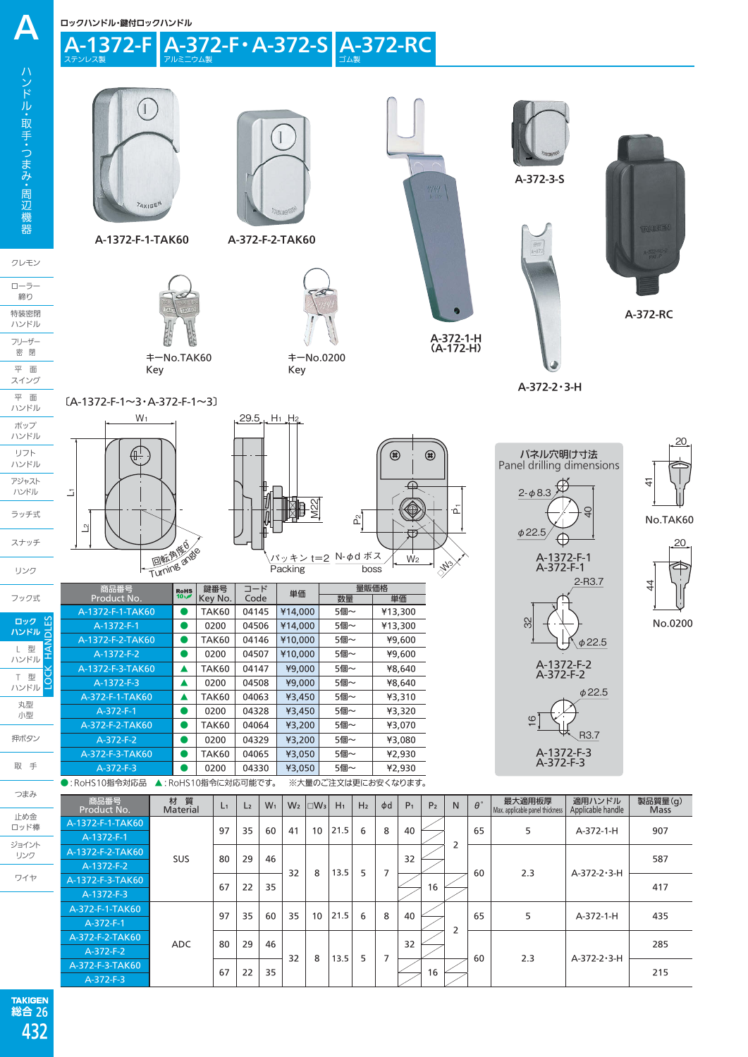ロックハンドル・鍵付ロックハンドル

# A-1372-F A-372-F・A-372-S A-372-RC

ステンレス製 / アルミニウム製 / ゴム製

A-1372-F-1-TAK60　A-372-F-2-TAK60　A-372-1-H (A-172-H)　A-372-3-S　A-372-RC　A-372-2・3-H

キーNo.TAK60 Key　キーNo.0200 Key

〔A-1372-F-1〜3・A-372-F-1〜3〕

W₁　29.5　H₁　H₂　L₁　L₂　M22　P₂　P₁　回転角度θ° Turning angle　パッキン t=2 Packing　N-φd ボス boss　W₂　□W₃

パネル穴明け寸法 Panel drilling dimensions

2-φ8.3　40　φ22.5　A-1372-F-1 A-372-F-1

2-R3.7　32　φ22.5　A-1372-F-2 A-372-F-2

φ22.5　16　R3.7　A-1372-F-3 A-372-F-3

20　41　No.TAK60

20　44　No.0200

| 商品番号 Product No. | RoHS 10 | 鍵番号 Key No. | コード Code | 単価 | 量販価格 数量 | 量販価格 単価 |
|---|---|---|---|---|---|---|
| A-1372-F-1-TAK60 | ● | TAK60 | 04145 | ¥14,000 | 5個〜 | ¥13,300 |
| A-1372-F-1 | ● | 0200 | 04506 | ¥14,000 | 5個〜 | ¥13,300 |
| A-1372-F-2-TAK60 | ● | TAK60 | 04146 | ¥10,000 | 5個〜 | ¥9,600 |
| A-1372-F-2 | ● | 0200 | 04507 | ¥10,000 | 5個〜 | ¥9,600 |
| A-1372-F-3-TAK60 | ▲ | TAK60 | 04147 | ¥9,000 | 5個〜 | ¥8,640 |
| A-1372-F-3 | ▲ | 0200 | 04508 | ¥9,000 | 5個〜 | ¥8,640 |
| A-372-F-1-TAK60 | ▲ | TAK60 | 04063 | ¥3,450 | 5個〜 | ¥3,310 |
| A-372-F-1 | ● | 0200 | 04328 | ¥3,450 | 5個〜 | ¥3,320 |
| A-372-F-2-TAK60 | ● | TAK60 | 04064 | ¥3,200 | 5個〜 | ¥3,070 |
| A-372-F-2 | ● | 0200 | 04329 | ¥3,200 | 5個〜 | ¥3,080 |
| A-372-F-3-TAK60 | ● | TAK60 | 04065 | ¥3,050 | 5個〜 | ¥2,930 |
| A-372-F-3 | ● | 0200 | 04330 | ¥3,050 | 5個〜 | ¥2,930 |

●: RoHS10指令対応品　▲: RoHS10指令に対応可能です。　※大量のご注文は更にお安くなります。

| 商品番号 Product No. | 材質 Material | L₁ | L₂ | W₁ | W₂ | □W₃ | H₁ | H₂ | φd | P₁ | P₂ | N | θ° | 最大適用板厚 Max. applicable panel thickness | 適用ハンドル Applicable handle | 製品質量(g) Mass |
|---|---|---|---|---|---|---|---|---|---|---|---|---|---|---|---|---|
| A-1372-F-1-TAK60 | SUS | 97 | 35 | 60 | 41 | 10 | 21.5 | 6 | 8 | 40 | | 2 | 65 | 5 | A-372-1-H | 907 |
| A-1372-F-1 | SUS | 97 | 35 | 60 | 41 | 10 | 21.5 | 6 | 8 | 40 | | 2 | 65 | 5 | A-372-1-H | 907 |
| A-1372-F-2-TAK60 | SUS | 80 | 29 | 46 | 32 | 8 | 13.5 | 5 | 7 | 32 | | 2 | 60 | 2.3 | A-372-2・3-H | 587 |
| A-1372-F-2 | SUS | 80 | 29 | 46 | 32 | 8 | 13.5 | 5 | 7 | 32 | | 2 | 60 | 2.3 | A-372-2・3-H | 587 |
| A-1372-F-3-TAK60 | SUS | 67 | 22 | 35 | 32 | 8 | 13.5 | 5 | 7 | | 16 | | 60 | 2.3 | A-372-2・3-H | 417 |
| A-1372-F-3 | SUS | 67 | 22 | 35 | 32 | 8 | 13.5 | 5 | 7 | | 16 | | 60 | 2.3 | A-372-2・3-H | 417 |
| A-372-F-1-TAK60 | ADC | 97 | 35 | 60 | 35 | 10 | 21.5 | 6 | 8 | 40 | | 2 | 65 | 5 | A-372-1-H | 435 |
| A-372-F-1 | ADC | 97 | 35 | 60 | 35 | 10 | 21.5 | 6 | 8 | 40 | | 2 | 65 | 5 | A-372-1-H | 435 |
| A-372-F-2-TAK60 | ADC | 80 | 29 | 46 | 32 | 8 | 13.5 | 5 | 7 | 32 | | 2 | 60 | 2.3 | A-372-2・3-H | 285 |
| A-372-F-2 | ADC | 80 | 29 | 46 | 32 | 8 | 13.5 | 5 | 7 | 32 | | 2 | 60 | 2.3 | A-372-2・3-H | 285 |
| A-372-F-3-TAK60 | ADC | 67 | 22 | 35 | 32 | 8 | 13.5 | 5 | 7 | | 16 | | 60 | 2.3 | A-372-2・3-H | 215 |
| A-372-F-3 | ADC | 67 | 22 | 35 | 32 | 8 | 13.5 | 5 | 7 | | 16 | | 60 | 2.3 | A-372-2・3-H | 215 |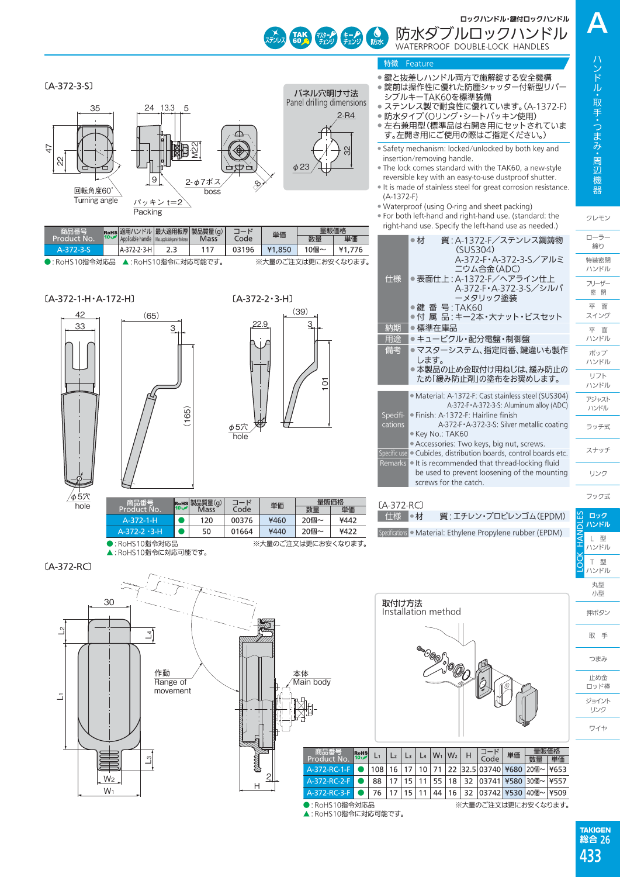ロックハンドル・鍵付ロックハンドル

# 防水ダブルロックハンドル
WATERPROOF DOUBLE-LOCK HANDLES

ステンレス TAK60 マスターチェンジ キーチェンジ 防水

## 〔A-372-3-S〕

回転角度60° Turning angle
パッキン t=2 Packing
2-φ7ボス boss

パネル穴明け寸法 Panel drilling dimensions

| 商品番号 Product No. | RoHS 10 | 適用ハンドル Applicable handle | 最大適用板厚 Max. applicable panel thickness | 製品質量(g) Mass | コード Code | 単価 | 量販価格 数量 | 量販価格 単価 |
|---|---|---|---|---|---|---|---|---|
| A-372-3-S | | A-372-2·3-H | 2.3 | 117 | 03196 | ¥1,850 | 10個~ | ¥1,776 |

●：RoHS10指令対応品　▲：RoHS10指令に対応可能です。　※大量のご注文は更にお安くなります。

## 特徴 Feature

- 鍵と抜差しハンドル両方で施解錠する安全機構
- 錠前は操作性に優れた防塵シャッター付新型リバーシブルキーTAK60を標準装備
- ステンレス製で耐食性に優れています。(A-1372-F)
- 防水タイプ(Oリング・シートパッキン使用)
- 左右兼用型(標準品は右開き用にセットされています。左開き用にご使用の際はご指定ください。)

- Safety mechanism: locked/unlocked by both key and insertion/removing handle.
- The lock comes standard with the TAK60, a new-style reversible key with an easy-to-use dustproof shutter.
- It is made of stainless steel for great corrosion resistance. (A-1372-F)
- Waterproof (using O-ring and sheet packing)
- For both left-hand and right-hand use. (standard: the right-hand use. Specify the left-hand use as needed.)

| | |
|---|---|
| 仕様 | ●材　質：A-1372-F／ステンレス鋼鋳物(SUS304)　A-372-F·A-372-3-S／アルミニウム合金(ADC)<br>●表面仕上：A-1372-F／ヘアライン仕上　A-372-F·A-372-3-S／シルバーメタリック塗装<br>●鍵番号：TAK60<br>●付属品：キー2本・大ナット・ビスセット |
| 納期 | ●標準在庫品 |
| 用途 | ●キュービクル・配分電盤・制御盤 |
| 備考 | ●マスターシステム、指定同番、鍵違いも製作します。<br>●本製品の止め金取付け用ねじは、緩み防止のため「緩み防止剤」の塗布をお奨めします。 |
| Specifications | ● Material: A-1372-F: Cast stainless steel (SUS304)　A-372-F·A-372-3-S: Aluminum alloy (ADC)<br>● Finish: A-1372-F: Hairline finish　A-372-F·A-372-3-S: Silver metallic coating<br>● Key No.: TAK60<br>● Accessories: Two keys, big nut, screws. |
| Specific use | ● Cubicles, distribution boards, control boards etc. |
| Remarks | ● It is recommended that thread-locking fluid be used to prevent loosening of the mounting screws for the catch. |

## 〔A-372-1-H・A-172-H〕　〔A-372-2・3-H〕

φ5穴 hole

| 商品番号 Product No. | RoHS 10 | 製品質量(g) Mass | コード Code | 単価 | 量販価格 数量 | 量販価格 単価 |
|---|---|---|---|---|---|---|
| A-372-1-H | ● | 120 | 00376 | ¥460 | 20個~ | ¥442 |
| A-372-2·3-H | ● | 50 | 01664 | ¥440 | 20個~ | ¥422 |

●：RoHS10指令対応品
▲：RoHS10指令に対応可能です。　※大量のご注文は更にお安くなります。

## 〔A-372-RC〕

| | |
|---|---|
| 仕様 | ●材　質：エチレン・プロピレンゴム(EPDM) |
| Specifications | ● Material: Ethylene Propylene rubber (EPDM) |

作動 Range of movement
本体 Main body

取付け方法 Installation method

| 商品番号 Product No. | RoHS 10 | $L_1$ | $L_2$ | $L_3$ | $L_4$ | $W_1$ | $W_2$ | H | コード Code | 単価 | 量販価格 数量 | 量販価格 単価 |
|---|---|---|---|---|---|---|---|---|---|---|---|---|
| A-372-RC-1-F | ● | 108 | 16 | 17 | 10 | 71 | 22 | 32.5 | 03740 | ¥680 | 20個~ | ¥653 |
| A-372-RC-2-F | ● | 88 | 17 | 15 | 11 | 55 | 18 | 32 | 03741 | ¥580 | 30個~ | ¥557 |
| A-372-RC-3-F | ● | 76 | 17 | 15 | 11 | 44 | 16 | 32 | 03742 | ¥530 | 40個~ | ¥509 |

●：RoHS10指令対応品
▲：RoHS10指令に対応可能です。　※大量のご注文は更にお安くなります。